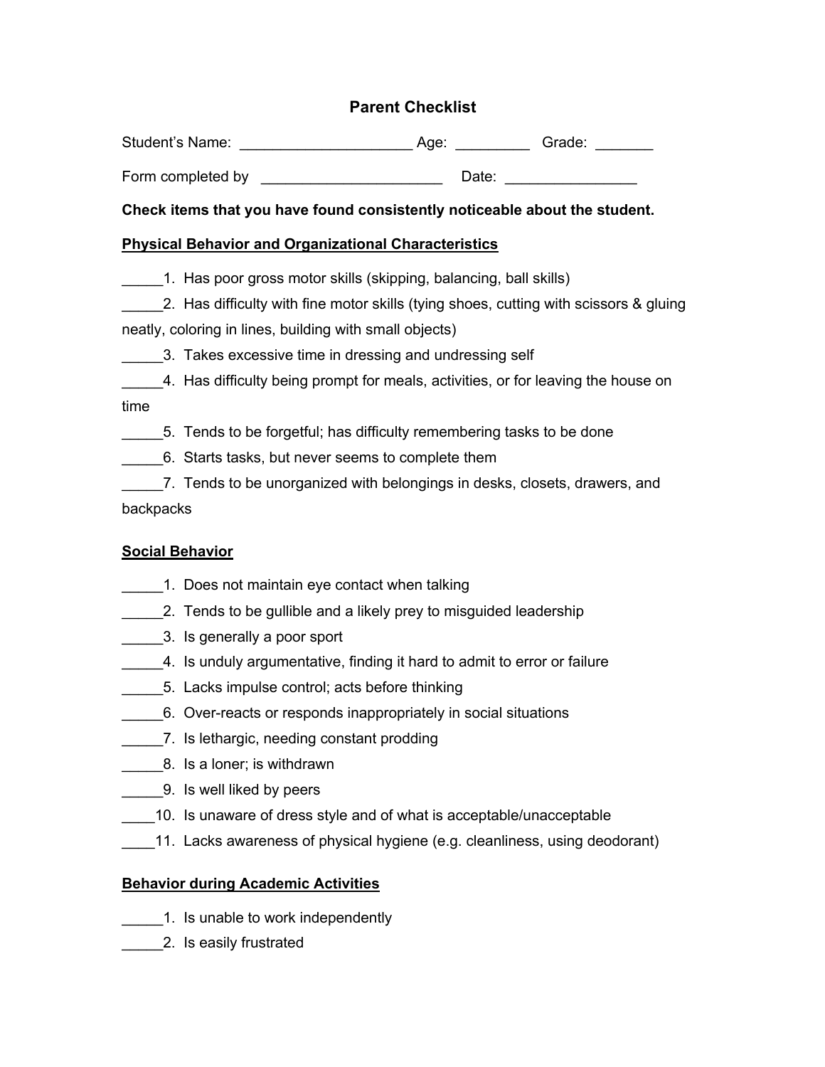# Parent Checklist

Student's Name: _____________________ Age: _________ Grade: _______

Form completed by ______________________ Date: ________________

**Check items that you have found consistently noticeable about the student.**

## Physical Behavior and Organizational Characteristics

_____1. Has poor gross motor skills (skipping, balancing, ball skills)

_____2. Has difficulty with fine motor skills (tying shoes, cutting with scissors & gluing neatly, coloring in lines, building with small objects)

_____3. Takes excessive time in dressing and undressing self

_____4. Has difficulty being prompt for meals, activities, or for leaving the house on time

_____5. Tends to be forgetful; has difficulty remembering tasks to be done

_____6. Starts tasks, but never seems to complete them

_____7. Tends to be unorganized with belongings in desks, closets, drawers, and backpacks

## Social Behavior

_____1. Does not maintain eye contact when talking

_____2. Tends to be gullible and a likely prey to misguided leadership

_____3. Is generally a poor sport

_____4. Is unduly argumentative, finding it hard to admit to error or failure

_____5. Lacks impulse control; acts before thinking

_____6. Over-reacts or responds inappropriately in social situations

_____7. Is lethargic, needing constant prodding

_____8. Is a loner; is withdrawn

_____9. Is well liked by peers

____10. Is unaware of dress style and of what is acceptable/unacceptable

____11. Lacks awareness of physical hygiene (e.g. cleanliness, using deodorant)

## Behavior during Academic Activities

_____1. Is unable to work independently

_____2. Is easily frustrated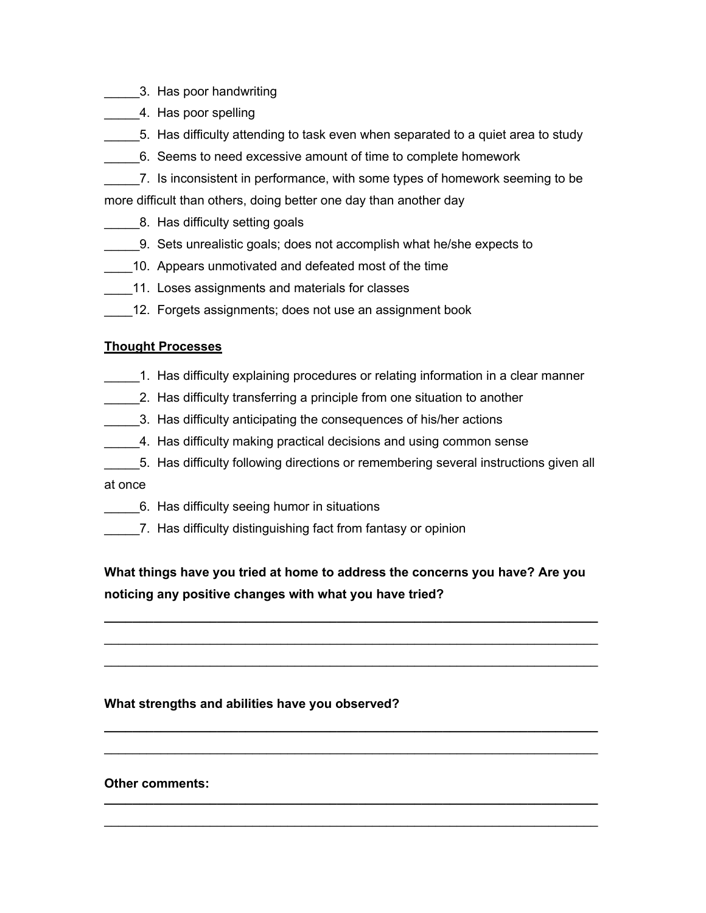_____3. Has poor handwriting

_____4. Has poor spelling

_____5. Has difficulty attending to task even when separated to a quiet area to study

_____6. Seems to need excessive amount of time to complete homework

_____7. Is inconsistent in performance, with some types of homework seeming to be more difficult than others, doing better one day than another day

_____8. Has difficulty setting goals

_____9. Sets unrealistic goals; does not accomplish what he/she expects to

____10. Appears unmotivated and defeated most of the time

____11. Loses assignments and materials for classes

____12. Forgets assignments; does not use an assignment book

<u>**Thought Processes**</u>

_____1. Has difficulty explaining procedures or relating information in a clear manner

_____2. Has difficulty transferring a principle from one situation to another

_____3. Has difficulty anticipating the consequences of his/her actions

_____4. Has difficulty making practical decisions and using common sense

_____5. Has difficulty following directions or remembering several instructions given all at once

_____6. Has difficulty seeing humor in situations

_____7. Has difficulty distinguishing fact from fantasy or opinion

**What things have you tried at home to address the concerns you have? Are you noticing any positive changes with what you have tried?**

______________________________________________________________________

______________________________________________________________________

______________________________________________________________________

**What strengths and abilities have you observed?**

______________________________________________________________________

______________________________________________________________________

**Other comments:**

______________________________________________________________________

______________________________________________________________________